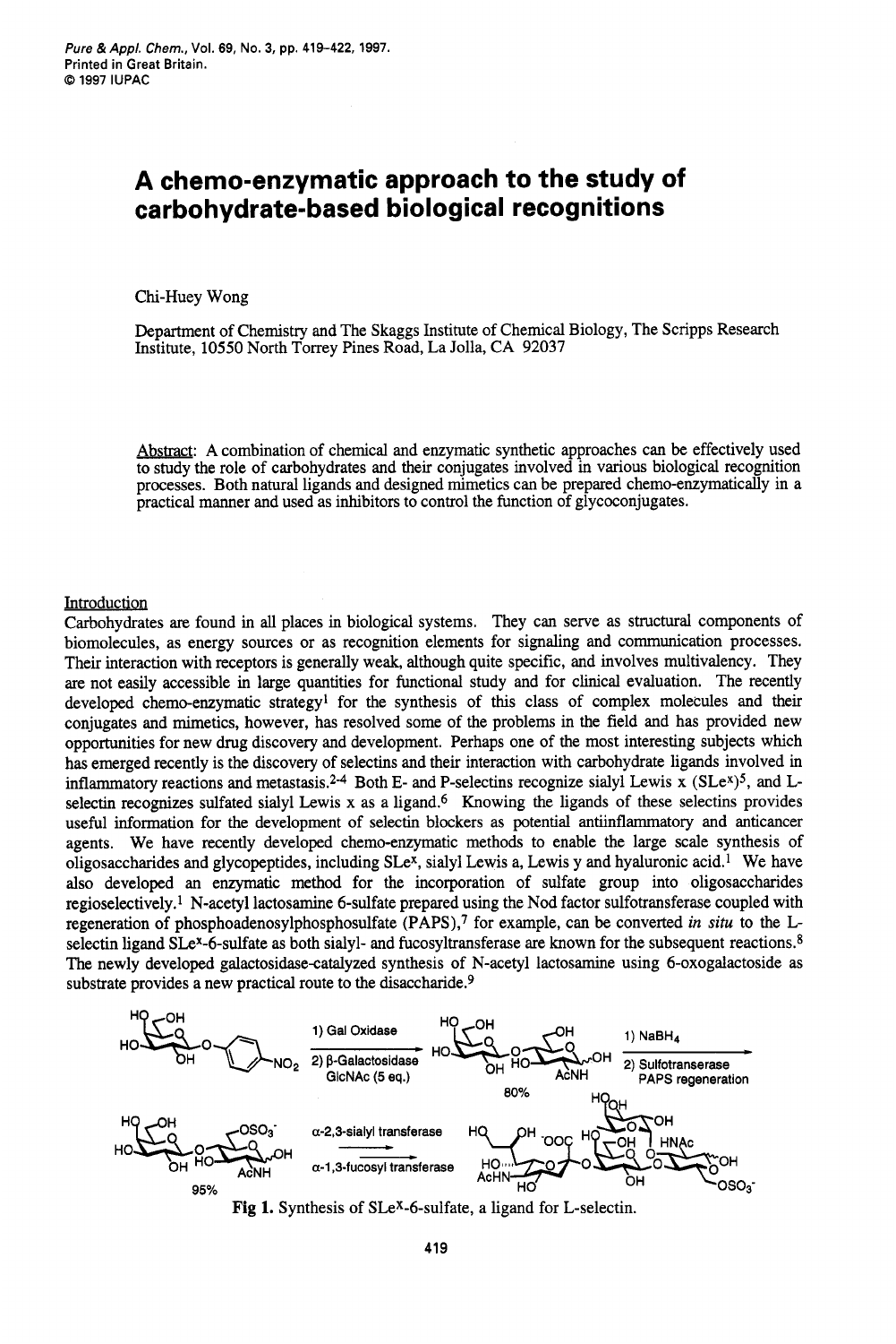# A chemo-enzymatic approach to the study of carbohydrate-based biological recognitions

Chi-Huey Wong

Department of Chemistry and The Skaggs Institute of Chemical Biology, The Scripps Research Institute, 10550 North Torrey Pines Road, La Jolla, CA 92037

Abstract: A combination of chemical and enzymatic synthetic approaches can be effectively used to study the role of carbohydrates and their conjugates involved in various biological recognition processes. Both natural ligands and designed mimetics can be prepared chemo-enzymatically in a practical manner and used as inhibitors to control the function of glycoconjugates.

## Introduction

Carbohydrates are found in all places in biological systems. They can serve as structural components of biomolecules, as energy sources or as recognition elements for signaling and communication processes. Their interaction with receptors is generally weak, although quite specific, and involves multivalency. They are not easily accessible in large quantities for functional study and for clinical evaluation. The recently developed chemo-enzymatic strategy[1] for the synthesis of this class of complex molecules and their conjugates and mimetics, however, has resolved some of the problems in the field and has provided new opportunities for new drug discovery and development. Perhaps one of the most interesting subjects which has emerged recently is the discovery of selectins and their interaction with carbohydrate ligands involved in inflammatory reactions and metastasis.[2-4] Both E- and P-selectins recognize sialyl Lewis x ($SLe^x$)[5], and L-selectin recognizes sulfated sialyl Lewis x as a ligand.[6] Knowing the ligands of these selectins provides useful information for the development of selectin blockers as potential antiinflammatory and anticancer agents. We have recently developed chemo-enzymatic methods to enable the large scale synthesis of oligosaccharides and glycopeptides, including $SLe^x$, sialyl Lewis a, Lewis y and hyaluronic acid.[1] We have also developed an enzymatic method for the incorporation of sulfate group into oligosaccharides regioselectively.[1] N-acetyl lactosamine 6-sulfate prepared using the Nod factor sulfotransferase coupled with regeneration of phosphoadenosylphosphosulfate (PAPS),[7] for example, can be converted *in situ* to the L-selectin ligand $SLe^x$-6-sulfate as both sialyl- and fucosyltransferase are known for the subsequent reactions.[8] The newly developed galactosidase-catalyzed synthesis of N-acetyl lactosamine using 6-oxogalactoside as substrate provides a new practical route to the disaccharide.[9]

1) Gal Oxidase; 2) β-Galactosidase, GlcNAc (5 eq.) — 80%; 1) $NaBH_4$; 2) Sulfotranserase, PAPS regeneration — 95%; α-2,3-sialyl transferase, α-1,3-fucosyl transferase

**Fig 1.** Synthesis of $SLe^x$-6-sulfate, a ligand for L-selectin.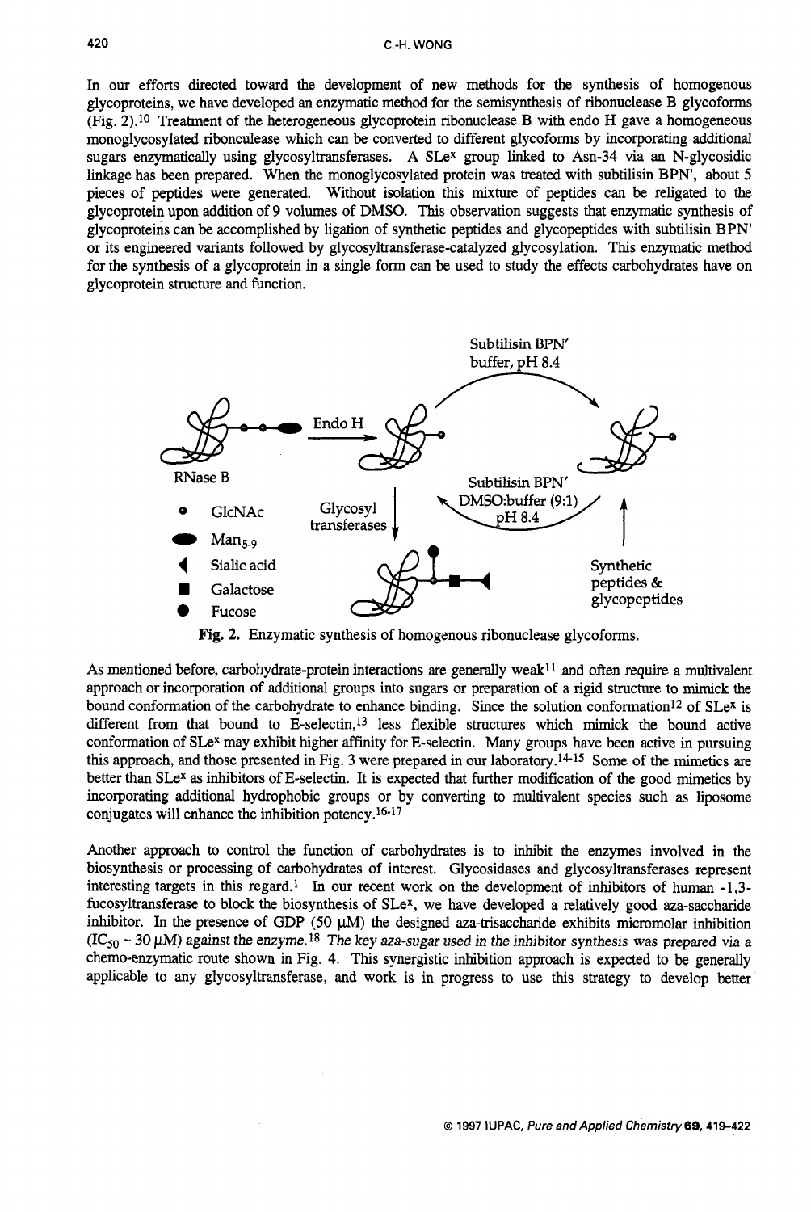In our efforts directed toward the development of new methods for the synthesis of homogenous glycoproteins, we have developed an enzymatic method for the semisynthesis of ribonuclease B glycoforms (Fig. 2).[10] Treatment of the heterogeneous glycoprotein ribonuclease B with endo H gave a homogeneous monoglycosylated ribonculease which can be converted to different glycoforms by incorporating additional sugars enzymatically using glycosyltransferases. A SLe$^x$ group linked to Asn-34 via an N-glycosidic linkage has been prepared. When the monoglycosylated protein was treated with subtilisin BPN', about 5 pieces of peptides were generated. Without isolation this mixture of peptides can be religated to the glycoprotein upon addition of 9 volumes of DMSO. This observation suggests that enzymatic synthesis of glycoproteins can be accomplished by ligation of synthetic peptides and glycopeptides with subtilisin BPN' or its engineered variants followed by glycosyltransferase-catalyzed glycosylation. This enzymatic method for the synthesis of a glycoprotein in a single form can be used to study the effects carbohydrates have on glycoprotein structure and function.

Subtilisin BPN' buffer, pH 8.4

Endo H

RNase B

- GlcNAc
- $Man_{5-9}$
- Sialic acid
- Galactose
- Fucose

Glycosyl transferases

Subtilisin BPN' DMSO:buffer (9:1) pH 8.4

Synthetic peptides & glycopeptides

**Fig. 2.** Enzymatic synthesis of homogenous ribonuclease glycoforms.

As mentioned before, carbohydrate-protein interactions are generally weak[11] and often require a multivalent approach or incorporation of additional groups into sugars or preparation of a rigid structure to mimick the bound conformation of the carbohydrate to enhance binding. Since the solution conformation[12] of SLe$^x$ is different from that bound to E-selectin,[13] less flexible structures which mimick the bound active conformation of SLe$^x$ may exhibit higher affinity for E-selectin. Many groups have been active in pursuing this approach, and those presented in Fig. 3 were prepared in our laboratory.[14-15] Some of the mimetics are better than SLe$^x$ as inhibitors of E-selectin. It is expected that further modification of the good mimetics by incorporating additional hydrophobic groups or by converting to multivalent species such as liposome conjugates will enhance the inhibition potency.[16-17]

Another approach to control the function of carbohydrates is to inhibit the enzymes involved in the biosynthesis or processing of carbohydrates of interest. Glycosidases and glycosyltransferases represent interesting targets in this regard.[1] In our recent work on the development of inhibitors of human -1,3-fucosyltransferase to block the biosynthesis of SLe$^x$, we have developed a relatively good aza-saccharide inhibitor. In the presence of GDP (50 μM) the designed aza-trisaccharide exhibits micromolar inhibition ($IC_{50}$ ~ 30 μM) against the enzyme.[18] The key aza-sugar used in the inhibitor synthesis was prepared via a chemo-enzymatic route shown in Fig. 4. This synergistic inhibition approach is expected to be generally applicable to any glycosyltransferase, and work is in progress to use this strategy to develop better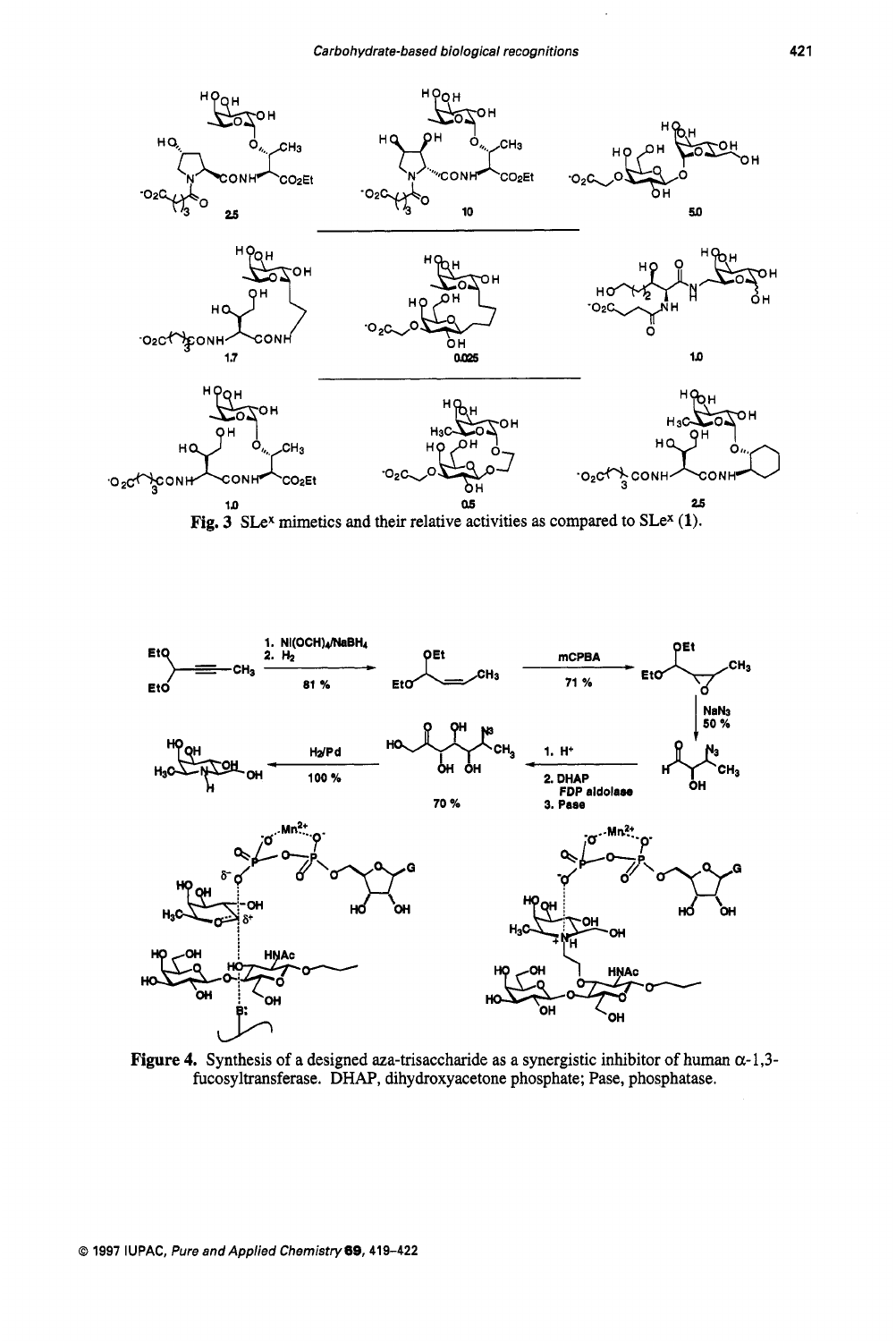Fig. 3 SLe$^x$ mimetics and their relative activities as compared to SLe$^x$ (1).

Figure 4. Synthesis of a designed aza-trisaccharide as a synergistic inhibitor of human α-1,3-fucosyltransferase. DHAP, dihydroxyacetone phosphate; Pase, phosphatase.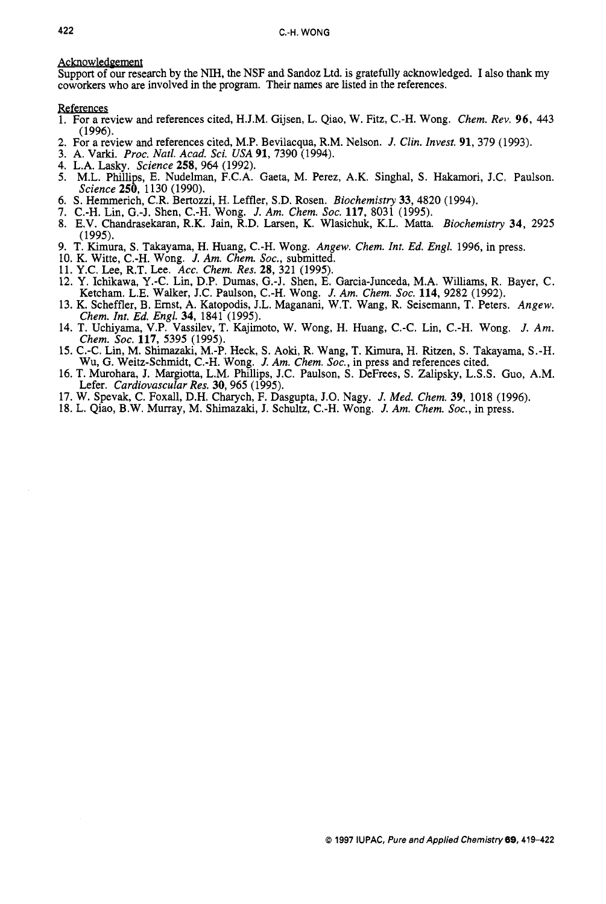## Acknowledgement

Support of our research by the NIH, the NSF and Sandoz Ltd. is gratefully acknowledged. I also thank my coworkers who are involved in the program. Their names are listed in the references.

## References

1. For a review and references cited, H.J.M. Gijsen, L. Qiao, W. Fitz, C.-H. Wong. *Chem. Rev.* **96**, 443 (1996).
2. For a review and references cited, M.P. Bevilacqua, R.M. Nelson. *J. Clin. Invest.* **91**, 379 (1993).
3. A. Varki. *Proc. Natl. Acad. Sci. USA* **91**, 7390 (1994).
4. L.A. Lasky. *Science* **258**, 964 (1992).
5. M.L. Phillips, E. Nudelman, F.C.A. Gaeta, M. Perez, A.K. Singhal, S. Hakamori, J.C. Paulson. *Science* **250**, 1130 (1990).
6. S. Hemmerich, C.R. Bertozzi, H. Leffler, S.D. Rosen. *Biochemistry* **33**, 4820 (1994).
7. C.-H. Lin, G.-J. Shen, C.-H. Wong. *J. Am. Chem. Soc.* **117**, 8031 (1995).
8. E.V. Chandrasekaran, R.K. Jain, R.D. Larsen, K. Wlasichuk, K.L. Matta. *Biochemistry* **34**, 2925 (1995).
9. T. Kimura, S. Takayama, H. Huang, C.-H. Wong. *Angew. Chem. Int. Ed. Engl.* 1996, in press.
10. K. Witte, C.-H. Wong. *J. Am. Chem. Soc.*, submitted.
11. Y.C. Lee, R.T. Lee. *Acc. Chem. Res.* **28**, 321 (1995).
12. Y. Ichikawa, Y.-C. Lin, D.P. Dumas, G.-J. Shen, E. Garcia-Junceda, M.A. Williams, R. Bayer, C. Ketcham. L.E. Walker, J.C. Paulson, C.-H. Wong. *J. Am. Chem. Soc.* **114**, 9282 (1992).
13. K. Scheffler, B. Ernst, A. Katopodis, J.L. Maganani, W.T. Wang, R. Seisemann, T. Peters. *Angew. Chem. Int. Ed. Engl.* **34**, 1841 (1995).
14. T. Uchiyama, V.P. Vassilev, T. Kajimoto, W. Wong, H. Huang, C.-C. Lin, C.-H. Wong. *J. Am. Chem. Soc.* **117**, 5395 (1995).
15. C.-C. Lin, M. Shimazaki, M.-P. Heck, S. Aoki, R. Wang, T. Kimura, H. Ritzen, S. Takayama, S.-H. Wu, G. Weitz-Schmidt, C.-H. Wong. *J. Am. Chem. Soc.*, in press and references cited.
16. T. Murohara, J. Margiotta, L.M. Phillips, J.C. Paulson, S. DeFrees, S. Zalipsky, L.S.S. Guo, A.M. Lefer. *Cardiovascular Res.* **30**, 965 (1995).
17. W. Spevak, C. Foxall, D.H. Charych, F. Dasgupta, J.O. Nagy. *J. Med. Chem.* **39**, 1018 (1996).
18. L. Qiao, B.W. Murray, M. Shimazaki, J. Schultz, C.-H. Wong. *J. Am. Chem. Soc.*, in press.